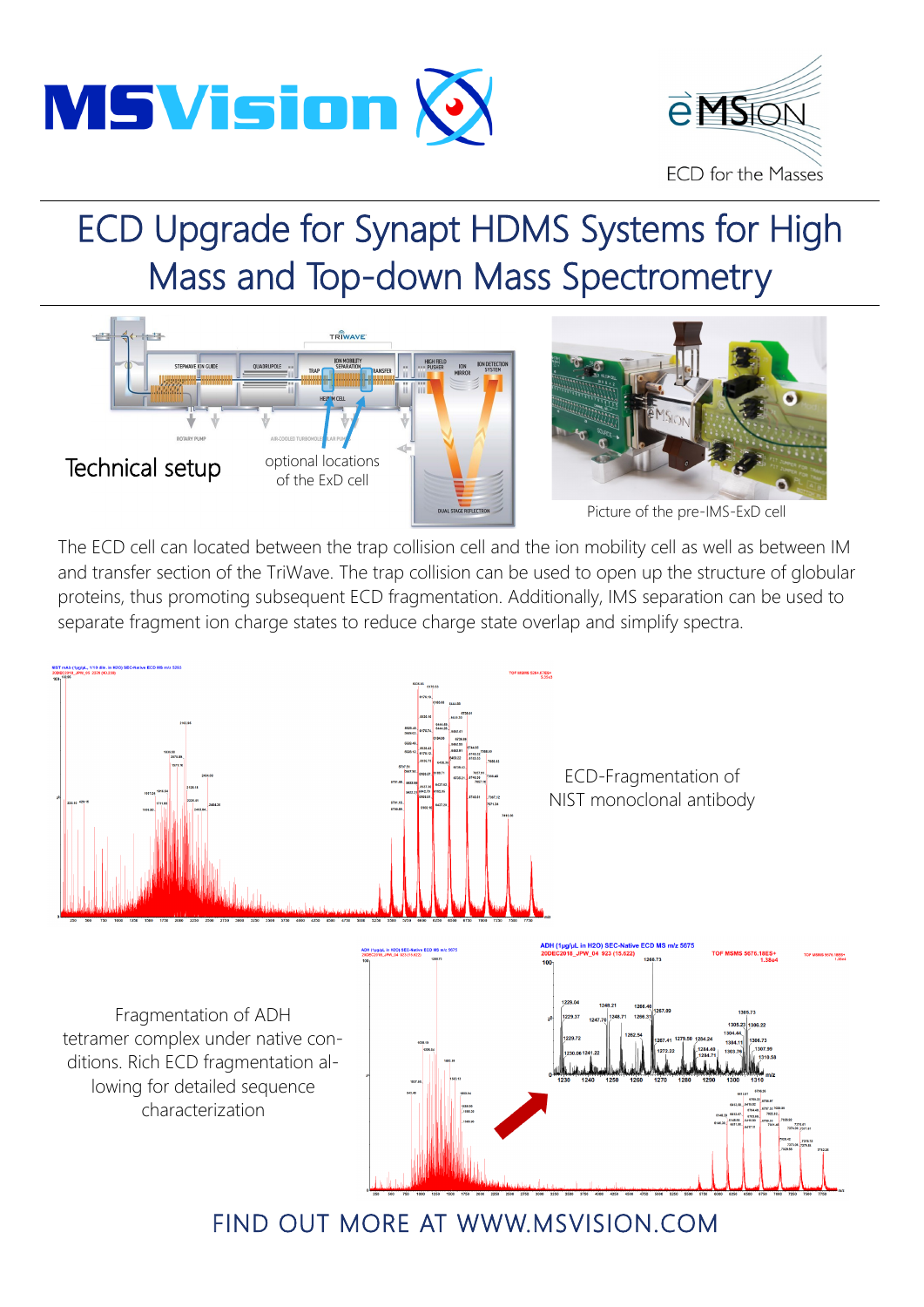MSVision

eMSion
ECD for the Masses

# ECD Upgrade for Synapt HDMS Systems for High Mass and Top-down Mass Spectrometry

Technical setup

optional locations of the ExD cell

Picture of the pre-IMS-ExD cell

The ECD cell can located between the trap collision cell and the ion mobility cell as well as between IM and transfer section of the TriWave. The trap collision can be used to open up the structure of globular proteins, thus promoting subsequent ECD fragmentation. Additionally, IMS separation can be used to separate fragment ion charge states to reduce charge state overlap and simplify spectra.

ECD-Fragmentation of NIST monoclonal antibody

Fragmentation of ADH tetramer complex under native conditions. Rich ECD fragmentation allowing for detailed sequence characterization

FIND OUT MORE AT WWW.MSVISION.COM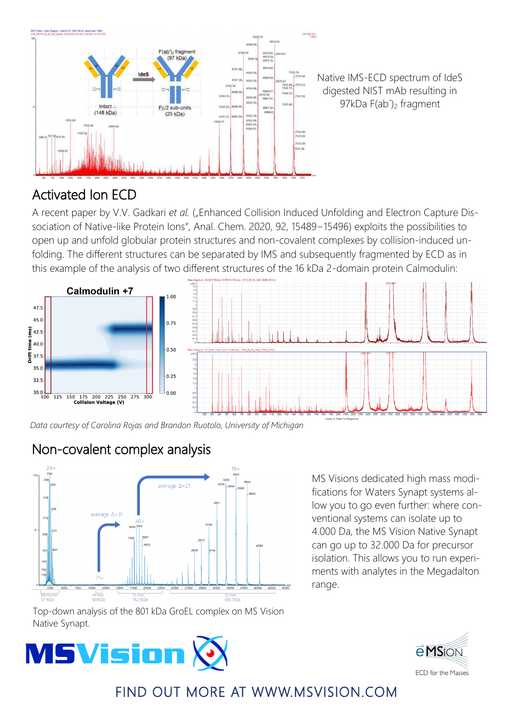Native IMS-ECD spectrum of IdeS digested NIST mAb resulting in 97kDa F(ab´)$_2$ fragment

## Activated Ion ECD

A recent paper by V.V. Gadkari *et al.* („Enhanced Collision Induced Unfolding and Electron Capture Dissociation of Native-like Protein Ions", Anal. Chem. 2020, 92, 15489−15496) exploits the possibilities to open up and unfold globular protein structures and non-covalent complexes by collision-induced unfolding. The different structures can be separated by IMS and subsequently fragmented by ECD as in this example of the analysis of two different structures of the 16 kDa 2-domain protein Calmodulin:

*Data courtesy of Carolina Rojas and Brandon Ruotolo, University of Michigan*

## Non-covalent complex analysis

MS Visions dedicated high mass modifications for Waters Synapt systems allow you to go even further: where conventional systems can isolate up to 4.000 Da, the MS Vision Native Synapt can go up to 32.000 Da for precursor isolation. This allows you to run experiments with analytes in the Megadalton range.

Top-down analysis of the 801 kDa GroEL complex on MS Vision Native Synapt.

FIND OUT MORE AT WWW.MSVISION.COM